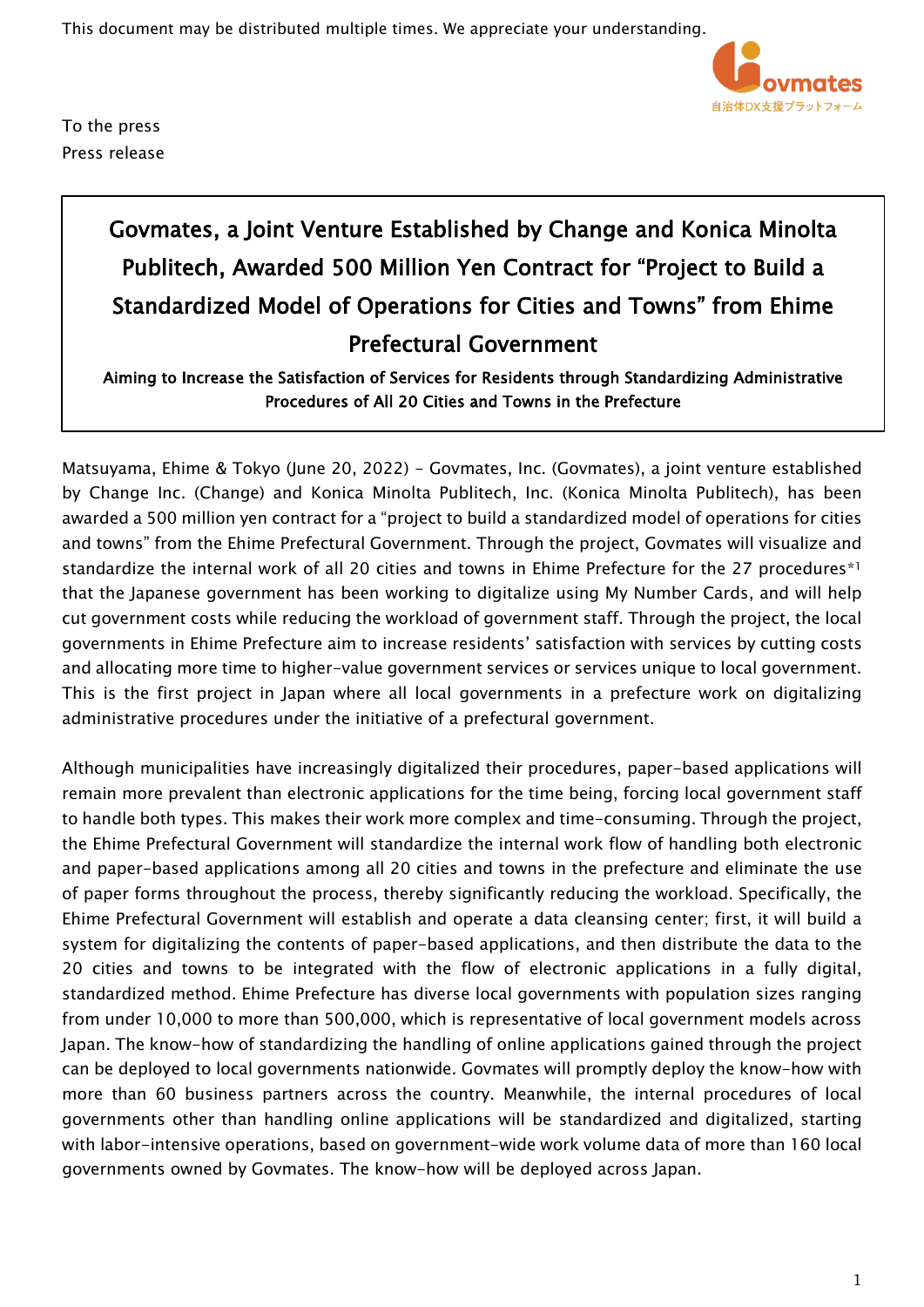This document may be distributed multiple times. We appreciate your understanding.

To the press
Press release

# Govmates, a Joint Venture Established by Change and Konica Minolta Publitech, Awarded 500 Million Yen Contract for "Project to Build a Standardized Model of Operations for Cities and Towns" from Ehime Prefectural Government

**Aiming to Increase the Satisfaction of Services for Residents through Standardizing Administrative Procedures of All 20 Cities and Towns in the Prefecture**

Matsuyama, Ehime & Tokyo (June 20, 2022) - Govmates, Inc. (Govmates), a joint venture established by Change Inc. (Change) and Konica Minolta Publitech, Inc. (Konica Minolta Publitech), has been awarded a 500 million yen contract for a "project to build a standardized model of operations for cities and towns" from the Ehime Prefectural Government. Through the project, Govmates will visualize and standardize the internal work of all 20 cities and towns in Ehime Prefecture for the 27 procedures*[1] that the Japanese government has been working to digitalize using My Number Cards, and will help cut government costs while reducing the workload of government staff. Through the project, the local governments in Ehime Prefecture aim to increase residents' satisfaction with services by cutting costs and allocating more time to higher-value government services or services unique to local government. This is the first project in Japan where all local governments in a prefecture work on digitalizing administrative procedures under the initiative of a prefectural government.

Although municipalities have increasingly digitalized their procedures, paper-based applications will remain more prevalent than electronic applications for the time being, forcing local government staff to handle both types. This makes their work more complex and time-consuming. Through the project, the Ehime Prefectural Government will standardize the internal work flow of handling both electronic and paper-based applications among all 20 cities and towns in the prefecture and eliminate the use of paper forms throughout the process, thereby significantly reducing the workload. Specifically, the Ehime Prefectural Government will establish and operate a data cleansing center; first, it will build a system for digitalizing the contents of paper-based applications, and then distribute the data to the 20 cities and towns to be integrated with the flow of electronic applications in a fully digital, standardized method. Ehime Prefecture has diverse local governments with population sizes ranging from under 10,000 to more than 500,000, which is representative of local government models across Japan. The know-how of standardizing the handling of online applications gained through the project can be deployed to local governments nationwide. Govmates will promptly deploy the know-how with more than 60 business partners across the country. Meanwhile, the internal procedures of local governments other than handling online applications will be standardized and digitalized, starting with labor-intensive operations, based on government-wide work volume data of more than 160 local governments owned by Govmates. The know-how will be deployed across Japan.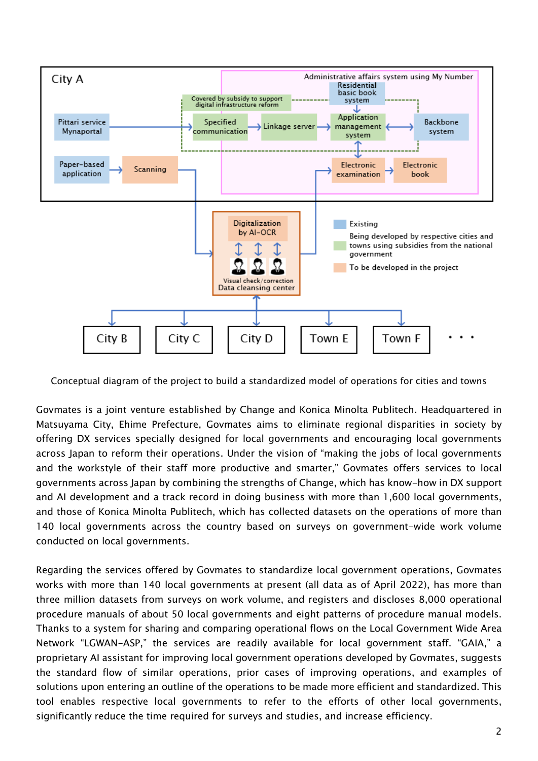Conceptual diagram of the project to build a standardized model of operations for cities and towns

Govmates is a joint venture established by Change and Konica Minolta Publitech. Headquartered in Matsuyama City, Ehime Prefecture, Govmates aims to eliminate regional disparities in society by offering DX services specially designed for local governments and encouraging local governments across Japan to reform their operations. Under the vision of "making the jobs of local governments and the workstyle of their staff more productive and smarter," Govmates offers services to local governments across Japan by combining the strengths of Change, which has know-how in DX support and AI development and a track record in doing business with more than 1,600 local governments, and those of Konica Minolta Publitech, which has collected datasets on the operations of more than 140 local governments across the country based on surveys on government-wide work volume conducted on local governments.

Regarding the services offered by Govmates to standardize local government operations, Govmates works with more than 140 local governments at present (all data as of April 2022), has more than three million datasets from surveys on work volume, and registers and discloses 8,000 operational procedure manuals of about 50 local governments and eight patterns of procedure manual models. Thanks to a system for sharing and comparing operational flows on the Local Government Wide Area Network "LGWAN-ASP," the services are readily available for local government staff. "GAIA," a proprietary AI assistant for improving local government operations developed by Govmates, suggests the standard flow of similar operations, prior cases of improving operations, and examples of solutions upon entering an outline of the operations to be made more efficient and standardized. This tool enables respective local governments to refer to the efforts of other local governments, significantly reduce the time required for surveys and studies, and increase efficiency.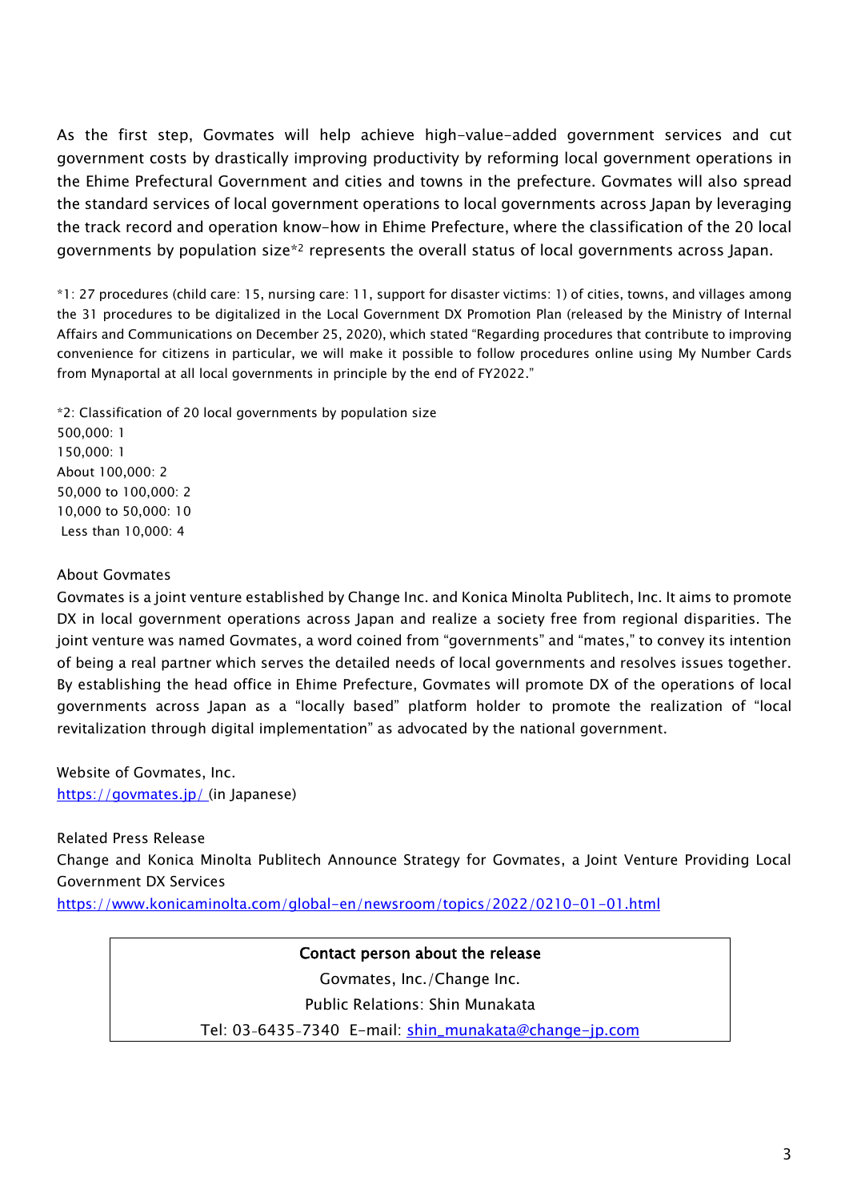As the first step, Govmates will help achieve high-value-added government services and cut government costs by drastically improving productivity by reforming local government operations in the Ehime Prefectural Government and cities and towns in the prefecture. Govmates will also spread the standard services of local government operations to local governments across Japan by leveraging the track record and operation know-how in Ehime Prefecture, where the classification of the 20 local governments by population size*2 represents the overall status of local governments across Japan.

*1: 27 procedures (child care: 15, nursing care: 11, support for disaster victims: 1) of cities, towns, and villages among the 31 procedures to be digitalized in the Local Government DX Promotion Plan (released by the Ministry of Internal Affairs and Communications on December 25, 2020), which stated "Regarding procedures that contribute to improving convenience for citizens in particular, we will make it possible to follow procedures online using My Number Cards from Mynaportal at all local governments in principle by the end of FY2022."

*2: Classification of 20 local governments by population size
500,000: 1
150,000: 1
About 100,000: 2
50,000 to 100,000: 2
10,000 to 50,000: 10
Less than 10,000: 4

About Govmates

Govmates is a joint venture established by Change Inc. and Konica Minolta Publitech, Inc. It aims to promote DX in local government operations across Japan and realize a society free from regional disparities. The joint venture was named Govmates, a word coined from "governments" and "mates," to convey its intention of being a real partner which serves the detailed needs of local governments and resolves issues together. By establishing the head office in Ehime Prefecture, Govmates will promote DX of the operations of local governments across Japan as a "locally based" platform holder to promote the realization of "local revitalization through digital implementation" as advocated by the national government.

Website of Govmates, Inc.
https://govmates.jp/ (in Japanese)

Related Press Release
Change and Konica Minolta Publitech Announce Strategy for Govmates, a Joint Venture Providing Local Government DX Services
https://www.konicaminolta.com/global-en/newsroom/topics/2022/0210-01-01.html

| Contact person about the release |
| --- |
| Govmates, Inc./Change Inc. |
| Public Relations: Shin Munakata |
| Tel: 03-6435-7340 E-mail: shin_munakata@change-jp.com |